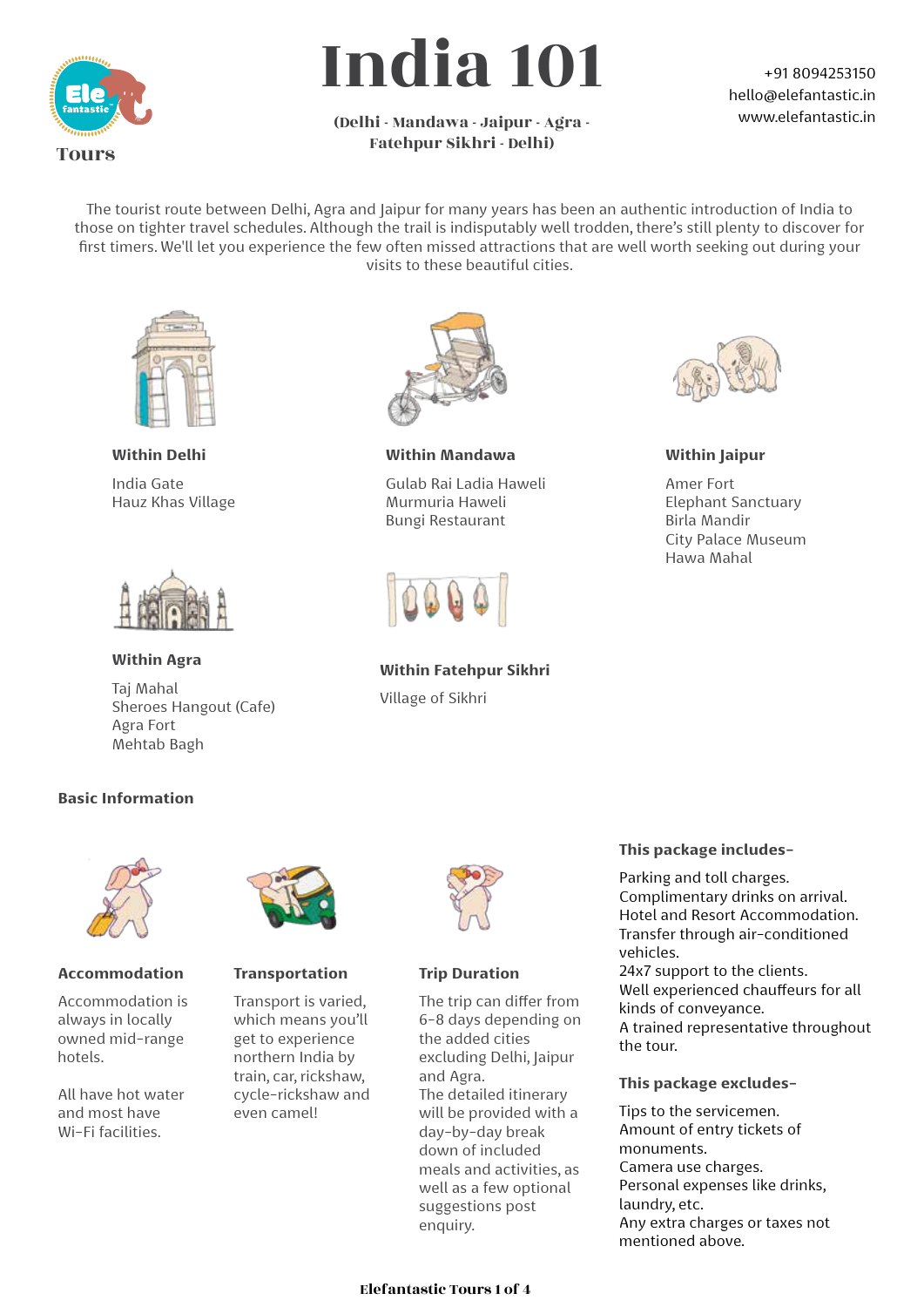Ele fantastic

Tours

# India 101

**(Delhi - Mandawa - Jaipur - Agra - Fatehpur Sikhri - Delhi)**

+91 8094253150
hello@elefantastic.in
www.elefantastic.in

The tourist route between Delhi, Agra and Jaipur for many years has been an authentic introduction of India to those on tighter travel schedules. Although the trail is indisputably well trodden, there's still plenty to discover for first timers. We'll let you experience the few often missed attractions that are well worth seeking out during your visits to these beautiful cities.

### Within Delhi

India Gate
Hauz Khas Village

### Within Mandawa

Gulab Rai Ladia Haweli
Murmuria Haweli
Bungi Restaurant

### Within Jaipur

Amer Fort
Elephant Sanctuary
Birla Mandir
City Palace Museum
Hawa Mahal

### Within Agra

Taj Mahal
Sheroes Hangout (Cafe)
Agra Fort
Mehtab Bagh

### Within Fatehpur Sikhri

Village of Sikhri

## Basic Information

### Accommodation

Accommodation is always in locally owned mid-range hotels.

All have hot water and most have Wi-Fi facilities.

### Transportation

Transport is varied, which means you'll get to experience northern India by train, car, rickshaw, cycle-rickshaw and even camel!

### Trip Duration

The trip can differ from 6-8 days depending on the added cities excluding Delhi, Jaipur and Agra.
The detailed itinerary will be provided with a day-by-day break down of included meals and activities, as well as a few optional suggestions post enquiry.

### This package includes-

Parking and toll charges.
Complimentary drinks on arrival.
Hotel and Resort Accommodation.
Transfer through air-conditioned vehicles.
24x7 support to the clients.
Well experienced chauffeurs for all kinds of conveyance.
A trained representative throughout the tour.

### This package excludes-

Tips to the servicemen.
Amount of entry tickets of monuments.
Camera use charges.
Personal expenses like drinks, laundry, etc.
Any extra charges or taxes not mentioned above.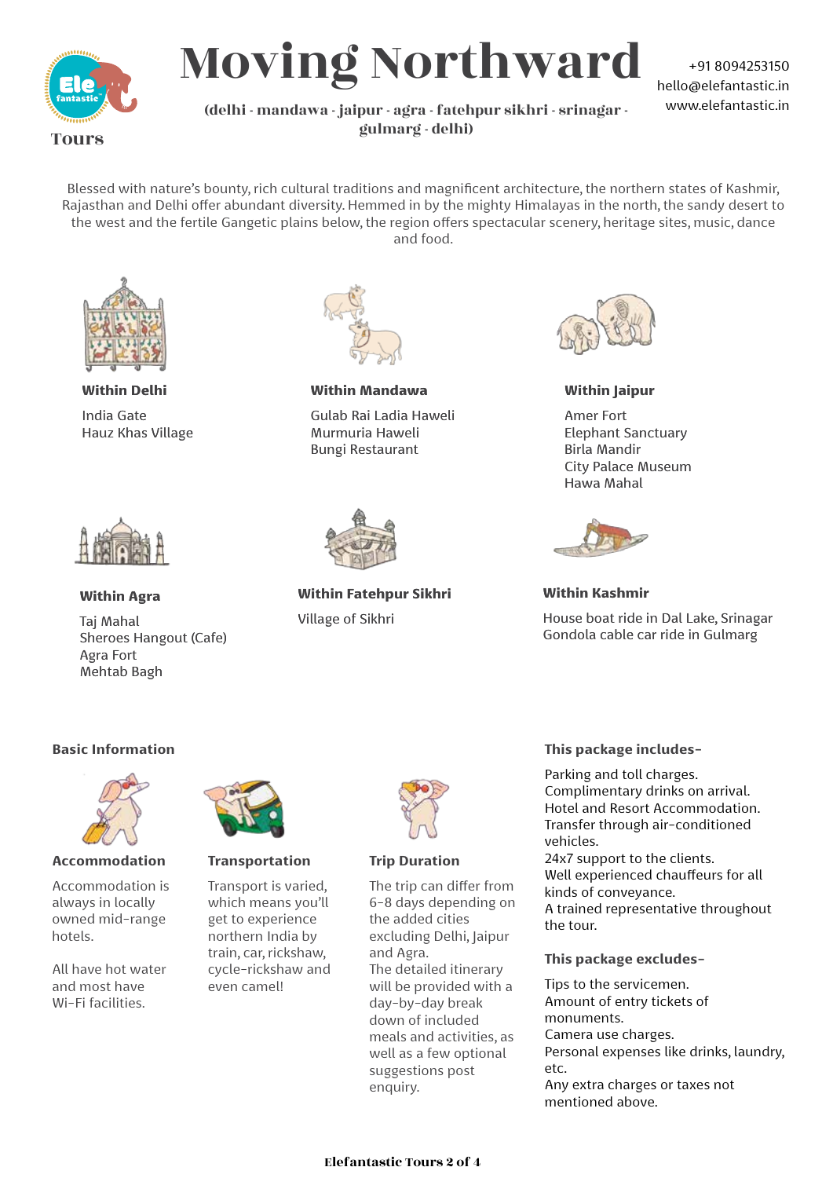# Moving Northward

**(delhi - mandawa - jaipur - agra - fatehpur sikhri - srinagar - gulmarg - delhi)**

+91 8094253150
hello@elefantastic.in
www.elefantastic.in

Tours

Blessed with nature's bounty, rich cultural traditions and magnificent architecture, the northern states of Kashmir, Rajasthan and Delhi offer abundant diversity. Hemmed in by the mighty Himalayas in the north, the sandy desert to the west and the fertile Gangetic plains below, the region offers spectacular scenery, heritage sites, music, dance and food.

**Within Delhi**

India Gate
Hauz Khas Village

**Within Mandawa**

Gulab Rai Ladia Haweli
Murmuria Haweli
Bungi Restaurant

**Within Jaipur**

Amer Fort
Elephant Sanctuary
Birla Mandir
City Palace Museum
Hawa Mahal

**Within Agra**

Taj Mahal
Sheroes Hangout (Cafe)
Agra Fort
Mehtab Bagh

**Within Fatehpur Sikhri**

Village of Sikhri

**Within Kashmir**

House boat ride in Dal Lake, Srinagar
Gondola cable car ride in Gulmarg

## Basic Information

**Accommodation**

Accommodation is always in locally owned mid-range hotels.

All have hot water and most have Wi-Fi facilities.

**Transportation**

Transport is varied, which means you'll get to experience northern India by train, car, rickshaw, cycle-rickshaw and even camel!

**Trip Duration**

The trip can differ from 6-8 days depending on the added cities excluding Delhi, Jaipur and Agra.
The detailed itinerary will be provided with a day-by-day break down of included meals and activities, as well as a few optional suggestions post enquiry.

**This package includes-**

Parking and toll charges.
Complimentary drinks on arrival.
Hotel and Resort Accommodation.
Transfer through air-conditioned vehicles.
24x7 support to the clients.
Well experienced chauffeurs for all kinds of conveyance.
A trained representative throughout the tour.

**This package excludes-**

Tips to the servicemen.
Amount of entry tickets of monuments.
Camera use charges.
Personal expenses like drinks, laundry, etc.
Any extra charges or taxes not mentioned above.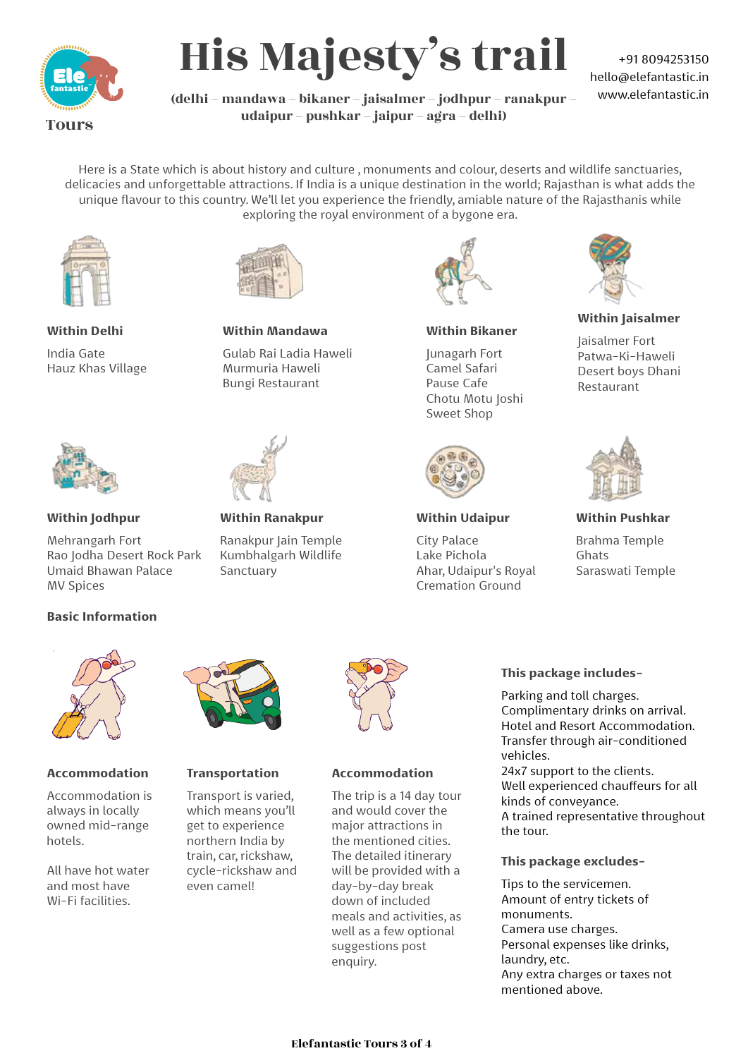# His Majesty's trail

**(delhi – mandawa – bikaner – jaisalmer – jodhpur – ranakpur – udaipur – pushkar – jaipur – agra – delhi)**

Ele fantastic Tours

+91 8094253150
hello@elefantastic.in
www.elefantastic.in

Here is a State which is about history and culture , monuments and colour, deserts and wildlife sanctuaries, delicacies and unforgettable attractions. If India is a unique destination in the world; Rajasthan is what adds the unique flavour to this country. We'll let you experience the friendly, amiable nature of the Rajasthanis while exploring the royal environment of a bygone era.

**Within Delhi**

India Gate
Hauz Khas Village

**Within Mandawa**

Gulab Rai Ladia Haweli
Murmuria Haweli
Bungi Restaurant

**Within Bikaner**

Junagarh Fort
Camel Safari
Pause Cafe
Chotu Motu Joshi Sweet Shop

**Within Jaisalmer**

Jaisalmer Fort
Patwa-Ki-Haweli
Desert boys Dhani Restaurant

**Within Jodhpur**

Mehrangarh Fort
Rao Jodha Desert Rock Park
Umaid Bhawan Palace
MV Spices

**Within Ranakpur**

Ranakpur Jain Temple
Kumbhalgarh Wildlife Sanctuary

**Within Udaipur**

City Palace
Lake Pichola
Ahar, Udaipur's Royal Cremation Ground

**Within Pushkar**

Brahma Temple
Ghats
Saraswati Temple

## Basic Information

**Accommodation**

Accommodation is always in locally owned mid-range hotels.

All have hot water and most have Wi-Fi facilities.

**Transportation**

Transport is varied, which means you'll get to experience northern India by train, car, rickshaw, cycle-rickshaw and even camel!

**Accommodation**

The trip is a 14 day tour and would cover the major attractions in the mentioned cities. The detailed itinerary will be provided with a day-by-day break down of included meals and activities, as well as a few optional suggestions post enquiry.

**This package includes-**

Parking and toll charges.
Complimentary drinks on arrival.
Hotel and Resort Accommodation.
Transfer through air-conditioned vehicles.
24x7 support to the clients.
Well experienced chauffeurs for all kinds of conveyance.
A trained representative throughout the tour.

**This package excludes-**

Tips to the servicemen.
Amount of entry tickets of monuments.
Camera use charges.
Personal expenses like drinks, laundry, etc.
Any extra charges or taxes not mentioned above.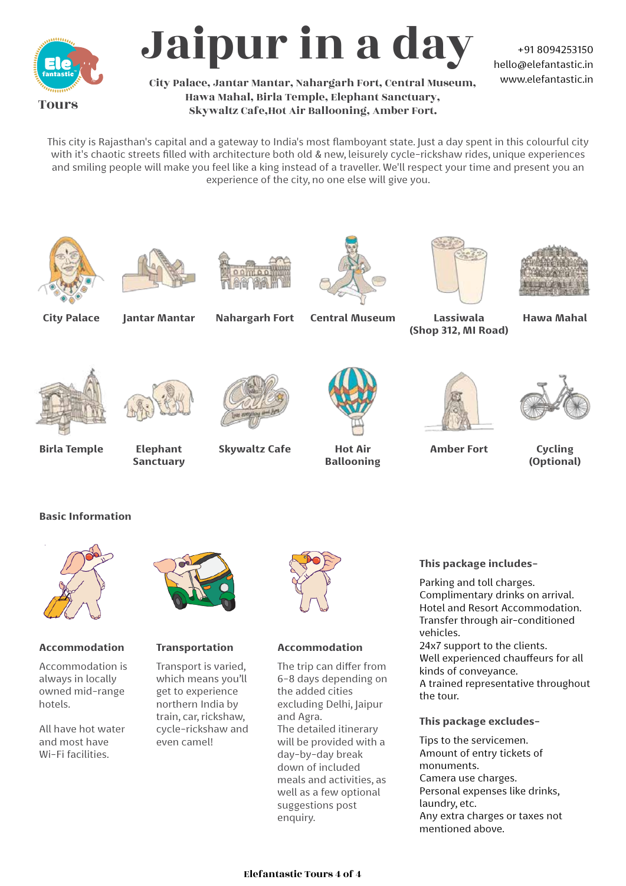Ele fantastic

Tours

# Jaipur in a day

**City Palace, Jantar Mantar, Nahargarh Fort, Central Museum, Hawa Mahal, Birla Temple, Elephant Sanctuary, Skywaltz Cafe,Hot Air Ballooning, Amber Fort.**

+91 8094253150
hello@elefantastic.in
www.elefantastic.in

This city is Rajasthan's capital and a gateway to India's most flamboyant state. Just a day spent in this colourful city with it's chaotic streets filled with architecture both old & new, leisurely cycle-rickshaw rides, unique experiences and smiling people will make you feel like a king instead of a traveller. We'll respect your time and present you an experience of the city, no one else will give you.

**City Palace** | **Jantar Mantar** | **Nahargarh Fort** | **Central Museum** | **Lassiwala (Shop 312, MI Road)** | **Hawa Mahal**

**Birla Temple** | **Elephant Sanctuary** | **Skywaltz Cafe** | **Hot Air Ballooning** | **Amber Fort** | **Cycling (Optional)**

## Basic Information

### Accommodation

Accommodation is always in locally owned mid-range hotels.

All have hot water and most have Wi-Fi facilities.

### Transportation

Transport is varied, which means you'll get to experience northern India by train, car, rickshaw, cycle-rickshaw and even camel!

### Accommodation

The trip can differ from 6-8 days depending on the added cities excluding Delhi, Jaipur and Agra.
The detailed itinerary will be provided with a day-by-day break down of included meals and activities, as well as a few optional suggestions post enquiry.

### This package includes-

Parking and toll charges.
Complimentary drinks on arrival.
Hotel and Resort Accommodation.
Transfer through air-conditioned vehicles.
24x7 support to the clients.
Well experienced chauffeurs for all kinds of conveyance.
A trained representative throughout the tour.

### This package excludes-

Tips to the servicemen.
Amount of entry tickets of monuments.
Camera use charges.
Personal expenses like drinks, laundry, etc.
Any extra charges or taxes not mentioned above.